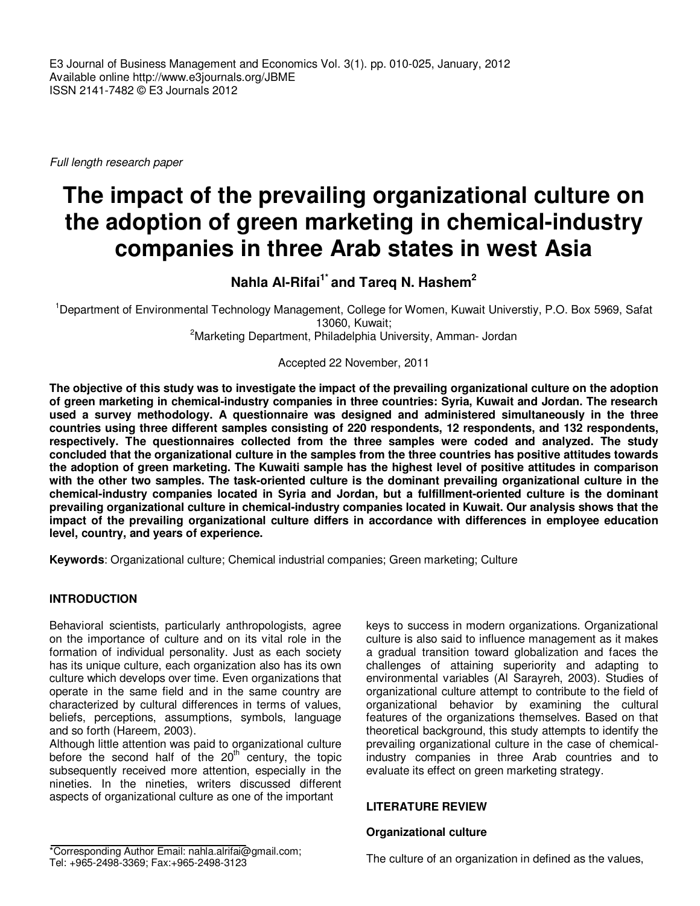E3 Journal of Business Management and Economics Vol. 3(1). pp. 010-025, January, 2012
Available online http://www.e3journals.org/JBME
ISSN 2141-7482 © E3 Journals 2012

*Full length research paper*

# The impact of the prevailing organizational culture on the adoption of green marketing in chemical-industry companies in three Arab states in west Asia

**Nahla Al-Rifai[1*] and Tareq N. Hashem[2]**

[1]Department of Environmental Technology Management, College for Women, Kuwait Universtiy, P.O. Box 5969, Safat 13060, Kuwait;
[2]Marketing Department, Philadelphia University, Amman- Jordan

Accepted 22 November, 2011

**The objective of this study was to investigate the impact of the prevailing organizational culture on the adoption of green marketing in chemical-industry companies in three countries: Syria, Kuwait and Jordan. The research used a survey methodology. A questionnaire was designed and administered simultaneously in the three countries using three different samples consisting of 220 respondents, 12 respondents, and 132 respondents, respectively. The questionnaires collected from the three samples were coded and analyzed. The study concluded that the organizational culture in the samples from the three countries has positive attitudes towards the adoption of green marketing. The Kuwaiti sample has the highest level of positive attitudes in comparison with the other two samples. The task-oriented culture is the dominant prevailing organizational culture in the chemical-industry companies located in Syria and Jordan, but a fulfillment-oriented culture is the dominant prevailing organizational culture in chemical-industry companies located in Kuwait. Our analysis shows that the impact of the prevailing organizational culture differs in accordance with differences in employee education level, country, and years of experience.**

**Keywords**: Organizational culture; Chemical industrial companies; Green marketing; Culture

## INTRODUCTION

Behavioral scientists, particularly anthropologists, agree on the importance of culture and on its vital role in the formation of individual personality. Just as each society has its unique culture, each organization also has its own culture which develops over time. Even organizations that operate in the same field and in the same country are characterized by cultural differences in terms of values, beliefs, perceptions, assumptions, symbols, language and so forth (Hareem, 2003).

Although little attention was paid to organizational culture before the second half of the 20th century, the topic subsequently received more attention, especially in the nineties. In the nineties, writers discussed different aspects of organizational culture as one of the important keys to success in modern organizations. Organizational culture is also said to influence management as it makes a gradual transition toward globalization and faces the challenges of attaining superiority and adapting to environmental variables (Al Sarayreh, 2003). Studies of organizational culture attempt to contribute to the field of organizational behavior by examining the cultural features of the organizations themselves. Based on that theoretical background, this study attempts to identify the prevailing organizational culture in the case of chemical-industry companies in three Arab countries and to evaluate its effect on green marketing strategy.

## LITERATURE REVIEW

### Organizational culture

The culture of an organization in defined as the values,

*Corresponding Author Email: nahla.alrifai@gmail.com; Tel: +965-2498-3369; Fax:+965-2498-3123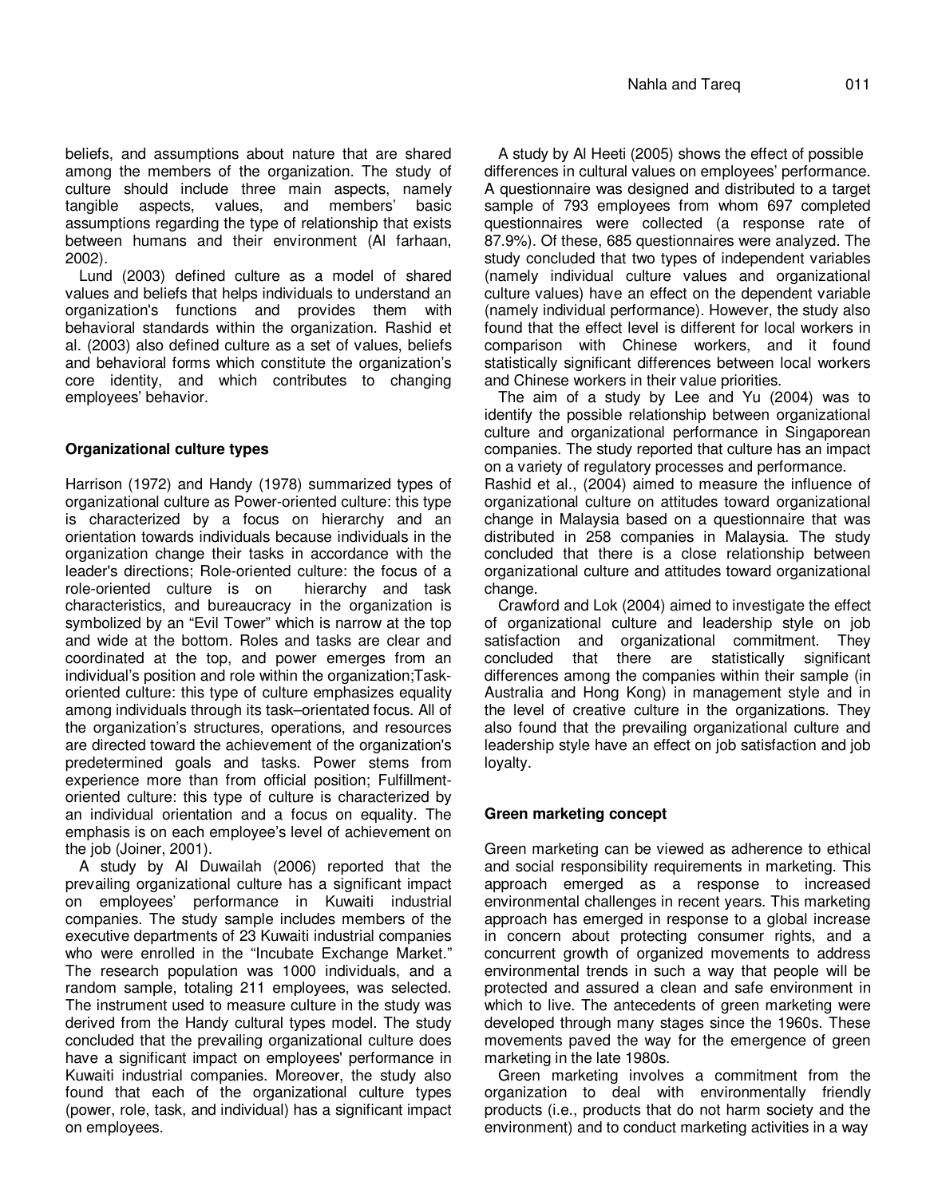beliefs, and assumptions about nature that are shared among the members of the organization. The study of culture should include three main aspects, namely tangible aspects, values, and members' basic assumptions regarding the type of relationship that exists between humans and their environment (Al farhaan, 2002).

Lund (2003) defined culture as a model of shared values and beliefs that helps individuals to understand an organization's functions and provides them with behavioral standards within the organization. Rashid et al. (2003) also defined culture as a set of values, beliefs and behavioral forms which constitute the organization's core identity, and which contributes to changing employees' behavior.

## Organizational culture types

Harrison (1972) and Handy (1978) summarized types of organizational culture as Power-oriented culture: this type is characterized by a focus on hierarchy and an orientation towards individuals because individuals in the organization change their tasks in accordance with the leader's directions; Role-oriented culture: the focus of a role-oriented culture is on hierarchy and task characteristics, and bureaucracy in the organization is symbolized by an "Evil Tower" which is narrow at the top and wide at the bottom. Roles and tasks are clear and coordinated at the top, and power emerges from an individual's position and role within the organization;Task-oriented culture: this type of culture emphasizes equality among individuals through its task–orientated focus. All of the organization's structures, operations, and resources are directed toward the achievement of the organization's predetermined goals and tasks. Power stems from experience more than from official position; Fulfillment-oriented culture: this type of culture is characterized by an individual orientation and a focus on equality. The emphasis is on each employee's level of achievement on the job (Joiner, 2001).

A study by Al Duwailah (2006) reported that the prevailing organizational culture has a significant impact on employees' performance in Kuwaiti industrial companies. The study sample includes members of the executive departments of 23 Kuwaiti industrial companies who were enrolled in the "Incubate Exchange Market." The research population was 1000 individuals, and a random sample, totaling 211 employees, was selected. The instrument used to measure culture in the study was derived from the Handy cultural types model. The study concluded that the prevailing organizational culture does have a significant impact on employees' performance in Kuwaiti industrial companies. Moreover, the study also found that each of the organizational culture types (power, role, task, and individual) has a significant impact on employees.

A study by Al Heeti (2005) shows the effect of possible differences in cultural values on employees' performance. A questionnaire was designed and distributed to a target sample of 793 employees from whom 697 completed questionnaires were collected (a response rate of 87.9%). Of these, 685 questionnaires were analyzed. The study concluded that two types of independent variables (namely individual culture values and organizational culture values) have an effect on the dependent variable (namely individual performance). However, the study also found that the effect level is different for local workers in comparison with Chinese workers, and it found statistically significant differences between local workers and Chinese workers in their value priorities.

The aim of a study by Lee and Yu (2004) was to identify the possible relationship between organizational culture and organizational performance in Singaporean companies. The study reported that culture has an impact on a variety of regulatory processes and performance.

Rashid et al., (2004) aimed to measure the influence of organizational culture on attitudes toward organizational change in Malaysia based on a questionnaire that was distributed in 258 companies in Malaysia. The study concluded that there is a close relationship between organizational culture and attitudes toward organizational change.

Crawford and Lok (2004) aimed to investigate the effect of organizational culture and leadership style on job satisfaction and organizational commitment. They concluded that there are statistically significant differences among the companies within their sample (in Australia and Hong Kong) in management style and in the level of creative culture in the organizations. They also found that the prevailing organizational culture and leadership style have an effect on job satisfaction and job loyalty.

## Green marketing concept

Green marketing can be viewed as adherence to ethical and social responsibility requirements in marketing. This approach emerged as a response to increased environmental challenges in recent years. This marketing approach has emerged in response to a global increase in concern about protecting consumer rights, and a concurrent growth of organized movements to address environmental trends in such a way that people will be protected and assured a clean and safe environment in which to live. The antecedents of green marketing were developed through many stages since the 1960s. These movements paved the way for the emergence of green marketing in the late 1980s.

Green marketing involves a commitment from the organization to deal with environmentally friendly products (i.e., products that do not harm society and the environment) and to conduct marketing activities in a way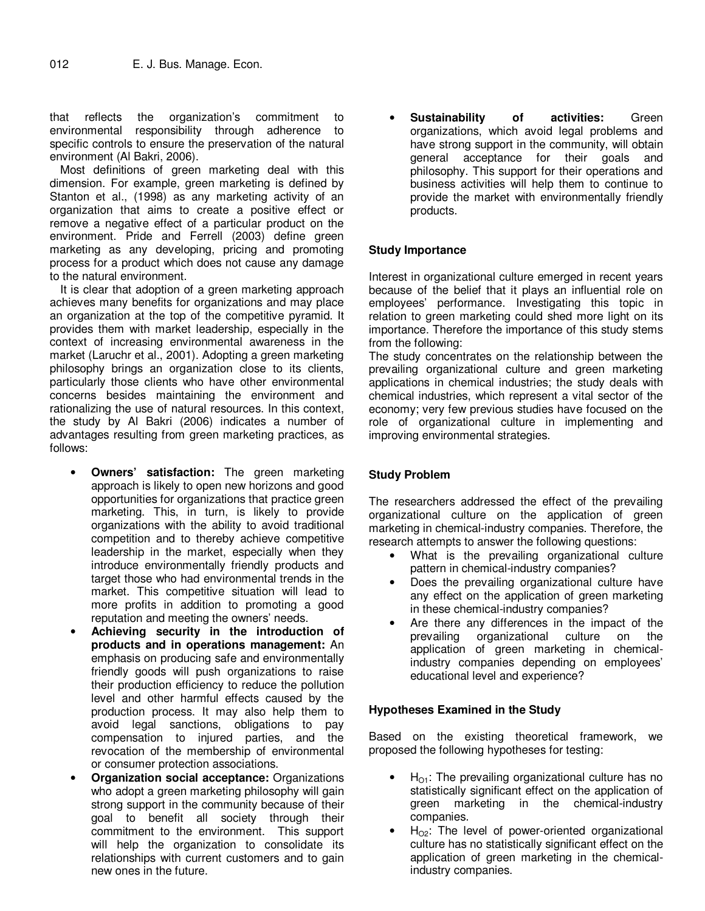that reflects the organization's commitment to environmental responsibility through adherence to specific controls to ensure the preservation of the natural environment (Al Bakri, 2006).

Most definitions of green marketing deal with this dimension. For example, green marketing is defined by Stanton et al., (1998) as any marketing activity of an organization that aims to create a positive effect or remove a negative effect of a particular product on the environment. Pride and Ferrell (2003) define green marketing as any developing, pricing and promoting process for a product which does not cause any damage to the natural environment.

It is clear that adoption of a green marketing approach achieves many benefits for organizations and may place an organization at the top of the competitive pyramid. It provides them with market leadership, especially in the context of increasing environmental awareness in the market (Laruchr et al., 2001). Adopting a green marketing philosophy brings an organization close to its clients, particularly those clients who have other environmental concerns besides maintaining the environment and rationalizing the use of natural resources. In this context, the study by Al Bakri (2006) indicates a number of advantages resulting from green marketing practices, as follows:

- **Owners' satisfaction:** The green marketing approach is likely to open new horizons and good opportunities for organizations that practice green marketing. This, in turn, is likely to provide organizations with the ability to avoid traditional competition and to thereby achieve competitive leadership in the market, especially when they introduce environmentally friendly products and target those who had environmental trends in the market. This competitive situation will lead to more profits in addition to promoting a good reputation and meeting the owners' needs.
- **Achieving security in the introduction of products and in operations management:** An emphasis on producing safe and environmentally friendly goods will push organizations to raise their production efficiency to reduce the pollution level and other harmful effects caused by the production process. It may also help them to avoid legal sanctions, obligations to pay compensation to injured parties, and the revocation of the membership of environmental or consumer protection associations.
- **Organization social acceptance:** Organizations who adopt a green marketing philosophy will gain strong support in the community because of their goal to benefit all society through their commitment to the environment. This support will help the organization to consolidate its relationships with current customers and to gain new ones in the future.
- **Sustainability of activities:** Green organizations, which avoid legal problems and have strong support in the community, will obtain general acceptance for their goals and philosophy. This support for their operations and business activities will help them to continue to provide the market with environmentally friendly products.

## Study Importance

Interest in organizational culture emerged in recent years because of the belief that it plays an influential role on employees' performance. Investigating this topic in relation to green marketing could shed more light on its importance. Therefore the importance of this study stems from the following:

The study concentrates on the relationship between the prevailing organizational culture and green marketing applications in chemical industries; the study deals with chemical industries, which represent a vital sector of the economy; very few previous studies have focused on the role of organizational culture in implementing and improving environmental strategies.

## Study Problem

The researchers addressed the effect of the prevailing organizational culture on the application of green marketing in chemical-industry companies. Therefore, the research attempts to answer the following questions:

- What is the prevailing organizational culture pattern in chemical-industry companies?
- Does the prevailing organizational culture have any effect on the application of green marketing in these chemical-industry companies?
- Are there any differences in the impact of the prevailing organizational culture on the application of green marketing in chemical-industry companies depending on employees' educational level and experience?

## Hypotheses Examined in the Study

Based on the existing theoretical framework, we proposed the following hypotheses for testing:

- $H_{O1}$: The prevailing organizational culture has no statistically significant effect on the application of green marketing in the chemical-industry companies.
- $H_{O2}$: The level of power-oriented organizational culture has no statistically significant effect on the application of green marketing in the chemical-industry companies.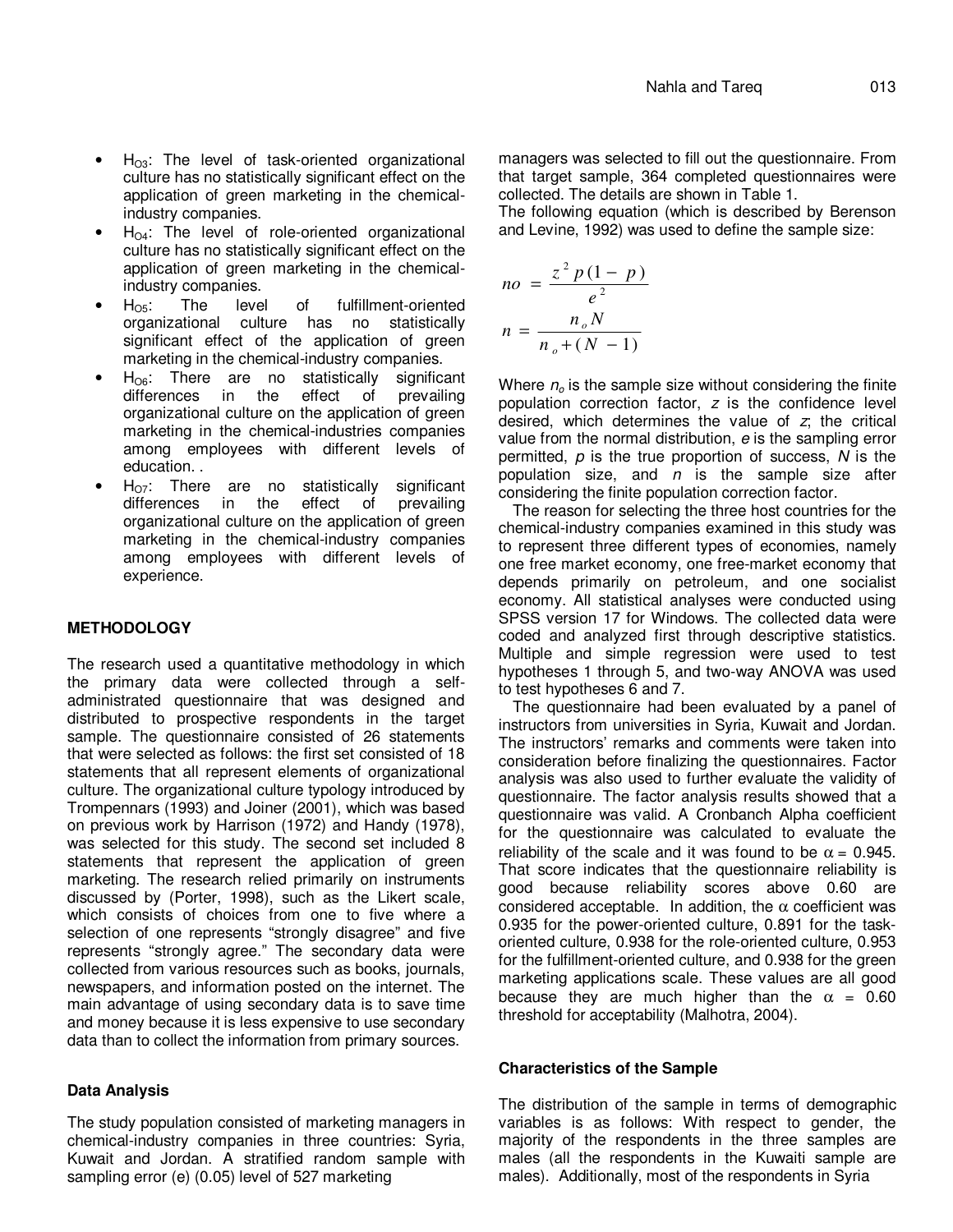- $H_{O3}$: The level of task-oriented organizational culture has no statistically significant effect on the application of green marketing in the chemical-industry companies.
- $H_{O4}$: The level of role-oriented organizational culture has no statistically significant effect on the application of green marketing in the chemical-industry companies.
- $H_{O5}$: The level of fulfillment-oriented organizational culture has no statistically significant effect of the application of green marketing in the chemical-industry companies.
- $H_{O6}$: There are no statistically significant differences in the effect of prevailing organizational culture on the application of green marketing in the chemical-industries companies among employees with different levels of education. .
- $H_{O7}$: There are no statistically significant differences in the effect of prevailing organizational culture on the application of green marketing in the chemical-industry companies among employees with different levels of experience.

## METHODOLOGY

The research used a quantitative methodology in which the primary data were collected through a self-administrated questionnaire that was designed and distributed to prospective respondents in the target sample. The questionnaire consisted of 26 statements that were selected as follows: the first set consisted of 18 statements that all represent elements of organizational culture. The organizational culture typology introduced by Trompennars (1993) and Joiner (2001), which was based on previous work by Harrison (1972) and Handy (1978), was selected for this study. The second set included 8 statements that represent the application of green marketing. The research relied primarily on instruments discussed by (Porter, 1998), such as the Likert scale, which consists of choices from one to five where a selection of one represents "strongly disagree" and five represents "strongly agree." The secondary data were collected from various resources such as books, journals, newspapers, and information posted on the internet. The main advantage of using secondary data is to save time and money because it is less expensive to use secondary data than to collect the information from primary sources.

### Data Analysis

The study population consisted of marketing managers in chemical-industry companies in three countries: Syria, Kuwait and Jordan. A stratified random sample with sampling error (e) (0.05) level of 527 marketing managers was selected to fill out the questionnaire. From that target sample, 364 completed questionnaires were collected. The details are shown in Table 1.

The following equation (which is described by Berenson and Levine, 1992) was used to define the sample size:

$$no = \frac{z^2 p(1-p)}{e^2}$$

$$n = \frac{n_o N}{n_o + (N-1)}$$

Where $n_o$ is the sample size without considering the finite population correction factor, $z$ is the confidence level desired, which determines the value of $z$; the critical value from the normal distribution, $e$ is the sampling error permitted, $p$ is the true proportion of success, $N$ is the population size, and $n$ is the sample size after considering the finite population correction factor.

The reason for selecting the three host countries for the chemical-industry companies examined in this study was to represent three different types of economies, namely one free market economy, one free-market economy that depends primarily on petroleum, and one socialist economy. All statistical analyses were conducted using SPSS version 17 for Windows. The collected data were coded and analyzed first through descriptive statistics. Multiple and simple regression were used to test hypotheses 1 through 5, and two-way ANOVA was used to test hypotheses 6 and 7.

The questionnaire had been evaluated by a panel of instructors from universities in Syria, Kuwait and Jordan. The instructors' remarks and comments were taken into consideration before finalizing the questionnaires. Factor analysis was also used to further evaluate the validity of questionnaire. The factor analysis results showed that a questionnaire was valid. A Cronbanch Alpha coefficient for the questionnaire was calculated to evaluate the reliability of the scale and it was found to be $\alpha = 0.945$. That score indicates that the questionnaire reliability is good because reliability scores above 0.60 are considered acceptable. In addition, the $\alpha$ coefficient was 0.935 for the power-oriented culture, 0.891 for the task-oriented culture, 0.938 for the role-oriented culture, 0.953 for the fulfillment-oriented culture, and 0.938 for the green marketing applications scale. These values are all good because they are much higher than the $\alpha = 0.60$ threshold for acceptability (Malhotra, 2004).

### Characteristics of the Sample

The distribution of the sample in terms of demographic variables is as follows: With respect to gender, the majority of the respondents in the three samples are males (all the respondents in the Kuwaiti sample are males). Additionally, most of the respondents in Syria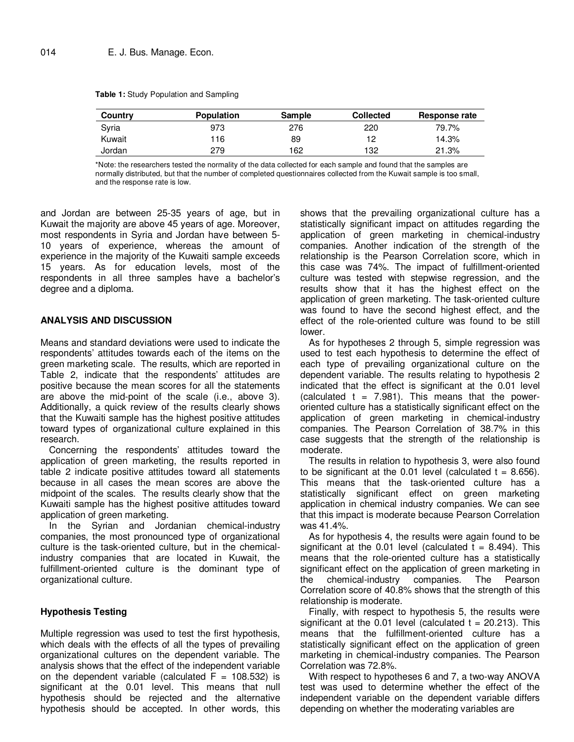**Table 1:** Study Population and Sampling

| Country | Population | Sample | Collected | Response rate |
|---|---|---|---|---|
| Syria | 973 | 276 | 220 | 79.7% |
| Kuwait | 116 | 89 | 12 | 14.3% |
| Jordan | 279 | 162 | 132 | 21.3% |

*Note: the researchers tested the normality of the data collected for each sample and found that the samples are normally distributed, but that the number of completed questionnaires collected from the Kuwait sample is too small, and the response rate is low.

and Jordan are between 25-35 years of age, but in Kuwait the majority are above 45 years of age. Moreover, most respondents in Syria and Jordan have between 5-10 years of experience, whereas the amount of experience in the majority of the Kuwaiti sample exceeds 15 years. As for education levels, most of the respondents in all three samples have a bachelor's degree and a diploma.

## ANALYSIS AND DISCUSSION

Means and standard deviations were used to indicate the respondents' attitudes towards each of the items on the green marketing scale. The results, which are reported in Table 2, indicate that the respondents' attitudes are positive because the mean scores for all the statements are above the mid-point of the scale (i.e., above 3). Additionally, a quick review of the results clearly shows that the Kuwaiti sample has the highest positive attitudes toward types of organizational culture explained in this research.

Concerning the respondents' attitudes toward the application of green marketing, the results reported in table 2 indicate positive attitudes toward all statements because in all cases the mean scores are above the midpoint of the scales. The results clearly show that the Kuwaiti sample has the highest positive attitudes toward application of green marketing.

In the Syrian and Jordanian chemical-industry companies, the most pronounced type of organizational culture is the task-oriented culture, but in the chemical-industry companies that are located in Kuwait, the fulfillment-oriented culture is the dominant type of organizational culture.

### Hypothesis Testing

Multiple regression was used to test the first hypothesis, which deals with the effects of all the types of prevailing organizational cultures on the dependent variable. The analysis shows that the effect of the independent variable on the dependent variable (calculated F = 108.532) is significant at the 0.01 level. This means that null hypothesis should be rejected and the alternative hypothesis should be accepted. In other words, this shows that the prevailing organizational culture has a statistically significant impact on attitudes regarding the application of green marketing in chemical-industry companies. Another indication of the strength of the relationship is the Pearson Correlation score, which in this case was 74%. The impact of fulfillment-oriented culture was tested with stepwise regression, and the results show that it has the highest effect on the application of green marketing. The task-oriented culture was found to have the second highest effect, and the effect of the role-oriented culture was found to be still lower.

As for hypotheses 2 through 5, simple regression was used to test each hypothesis to determine the effect of each type of prevailing organizational culture on the dependent variable. The results relating to hypothesis 2 indicated that the effect is significant at the 0.01 level (calculated t = 7.981). This means that the power-oriented culture has a statistically significant effect on the application of green marketing in chemical-industry companies. The Pearson Correlation of 38.7% in this case suggests that the strength of the relationship is moderate.

The results in relation to hypothesis 3, were also found to be significant at the 0.01 level (calculated t = 8.656). This means that the task-oriented culture has a statistically significant effect on green marketing application in chemical industry companies. We can see that this impact is moderate because Pearson Correlation was 41.4%.

As for hypothesis 4, the results were again found to be significant at the 0.01 level (calculated t = 8.494). This means that the role-oriented culture has a statistically significant effect on the application of green marketing in the chemical-industry companies. The Pearson Correlation score of 40.8% shows that the strength of this relationship is moderate.

Finally, with respect to hypothesis 5, the results were significant at the 0.01 level (calculated t = 20.213). This means that the fulfillment-oriented culture has a statistically significant effect on the application of green marketing in chemical-industry companies. The Pearson Correlation was 72.8%.

With respect to hypotheses 6 and 7, a two-way ANOVA test was used to determine whether the effect of the independent variable on the dependent variable differs depending on whether the moderating variables are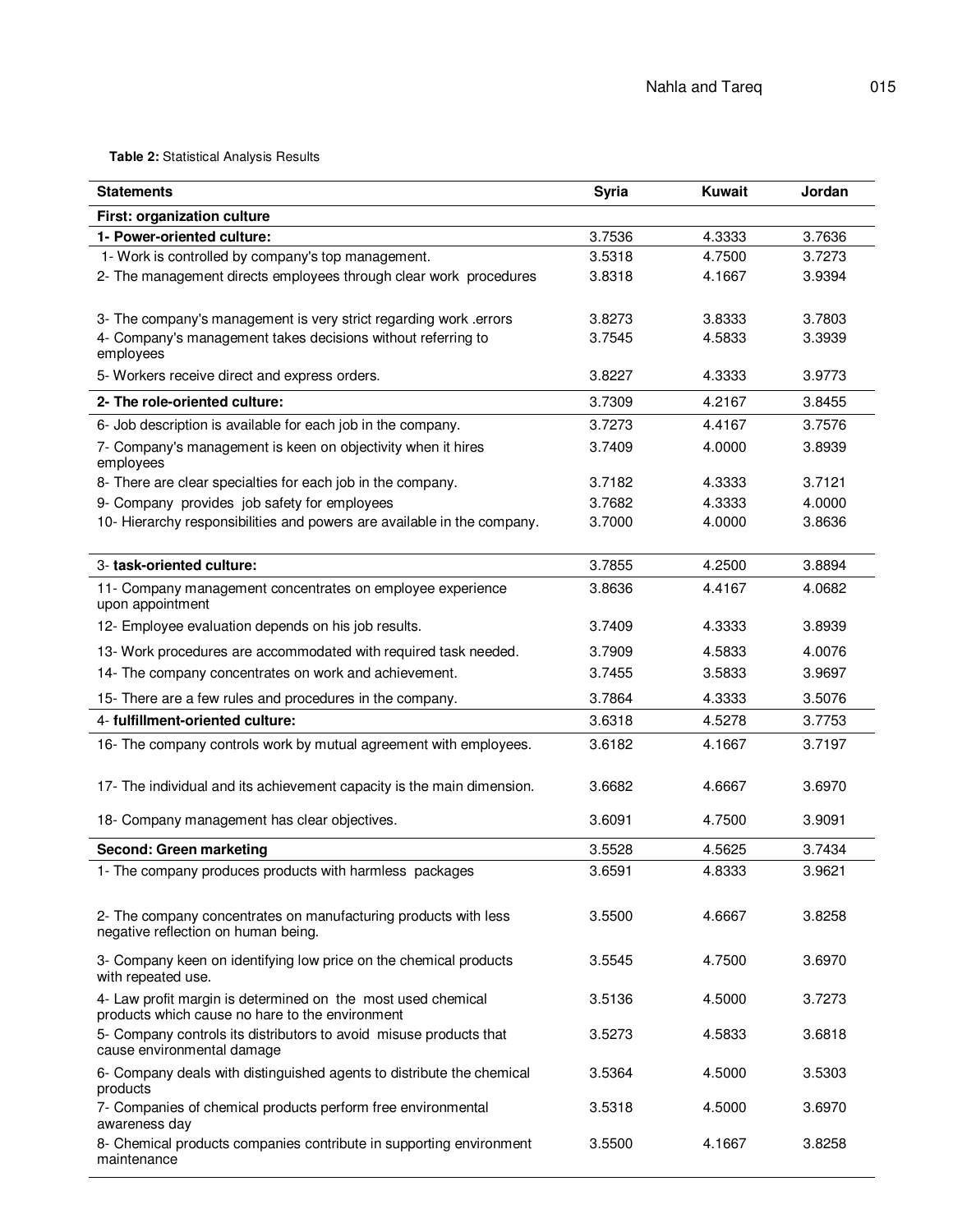**Table 2:** Statistical Analysis Results

| Statements | Syria | Kuwait | Jordan |
|---|---|---|---|
| **First: organization culture** | | | |
| **1- Power-oriented culture:** | 3.7536 | 4.3333 | 3.7636 |
| 1- Work is controlled by company's top management. | 3.5318 | 4.7500 | 3.7273 |
| 2- The management directs employees through clear work procedures | 3.8318 | 4.1667 | 3.9394 |
| 3- The company's management is very strict regarding work .errors | 3.8273 | 3.8333 | 3.7803 |
| 4- Company's management takes decisions without referring to employees | 3.7545 | 4.5833 | 3.3939 |
| 5- Workers receive direct and express orders. | 3.8227 | 4.3333 | 3.9773 |
| **2- The role-oriented culture:** | 3.7309 | 4.2167 | 3.8455 |
| 6- Job description is available for each job in the company. | 3.7273 | 4.4167 | 3.7576 |
| 7- Company's management is keen on objectivity when it hires employees | 3.7409 | 4.0000 | 3.8939 |
| 8- There are clear specialties for each job in the company. | 3.7182 | 4.3333 | 3.7121 |
| 9- Company provides job safety for employees | 3.7682 | 4.3333 | 4.0000 |
| 10- Hierarchy responsibilities and powers are available in the company. | 3.7000 | 4.0000 | 3.8636 |
| 3- **task-oriented culture:** | 3.7855 | 4.2500 | 3.8894 |
| 11- Company management concentrates on employee experience upon appointment | 3.8636 | 4.4167 | 4.0682 |
| 12- Employee evaluation depends on his job results. | 3.7409 | 4.3333 | 3.8939 |
| 13- Work procedures are accommodated with required task needed. | 3.7909 | 4.5833 | 4.0076 |
| 14- The company concentrates on work and achievement. | 3.7455 | 3.5833 | 3.9697 |
| 15- There are a few rules and procedures in the company. | 3.7864 | 4.3333 | 3.5076 |
| 4- **fulfillment-oriented culture:** | 3.6318 | 4.5278 | 3.7753 |
| 16- The company controls work by mutual agreement with employees. | 3.6182 | 4.1667 | 3.7197 |
| 17- The individual and its achievement capacity is the main dimension. | 3.6682 | 4.6667 | 3.6970 |
| 18- Company management has clear objectives. | 3.6091 | 4.7500 | 3.9091 |
| **Second: Green marketing** | 3.5528 | 4.5625 | 3.7434 |
| 1- The company produces products with harmless packages | 3.6591 | 4.8333 | 3.9621 |
| 2- The company concentrates on manufacturing products with less negative reflection on human being. | 3.5500 | 4.6667 | 3.8258 |
| 3- Company keen on identifying low price on the chemical products with repeated use. | 3.5545 | 4.7500 | 3.6970 |
| 4- Law profit margin is determined on the most used chemical products which cause no hare to the environment | 3.5136 | 4.5000 | 3.7273 |
| 5- Company controls its distributors to avoid misuse products that cause environmental damage | 3.5273 | 4.5833 | 3.6818 |
| 6- Company deals with distinguished agents to distribute the chemical products | 3.5364 | 4.5000 | 3.5303 |
| 7- Companies of chemical products perform free environmental awareness day | 3.5318 | 4.5000 | 3.6970 |
| 8- Chemical products companies contribute in supporting environment maintenance | 3.5500 | 4.1667 | 3.8258 |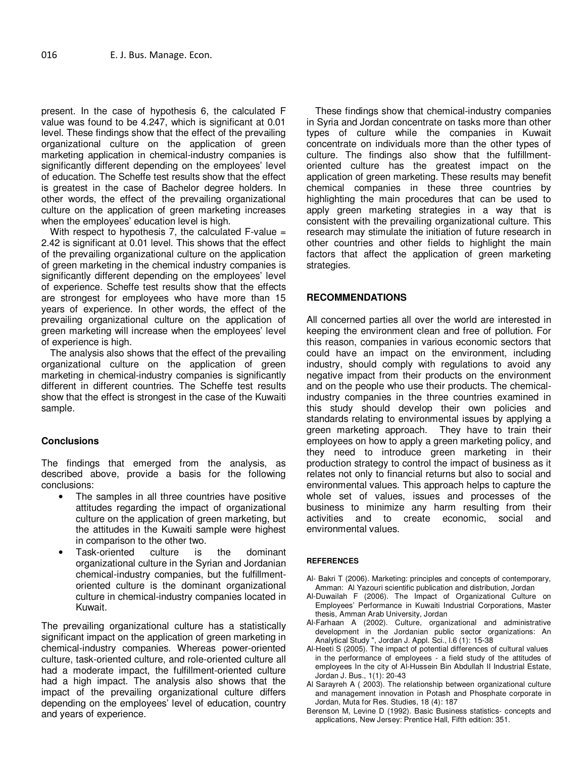present. In the case of hypothesis 6, the calculated F value was found to be 4.247, which is significant at 0.01 level. These findings show that the effect of the prevailing organizational culture on the application of green marketing application in chemical-industry companies is significantly different depending on the employees' level of education. The Scheffe test results show that the effect is greatest in the case of Bachelor degree holders. In other words, the effect of the prevailing organizational culture on the application of green marketing increases when the employees' education level is high.

With respect to hypothesis 7, the calculated F-value = 2.42 is significant at 0.01 level. This shows that the effect of the prevailing organizational culture on the application of green marketing in the chemical industry companies is significantly different depending on the employees' level of experience. Scheffe test results show that the effects are strongest for employees who have more than 15 years of experience. In other words, the effect of the prevailing organizational culture on the application of green marketing will increase when the employees' level of experience is high.

The analysis also shows that the effect of the prevailing organizational culture on the application of green marketing in chemical-industry companies is significantly different in different countries. The Scheffe test results show that the effect is strongest in the case of the Kuwaiti sample.

### Conclusions

The findings that emerged from the analysis, as described above, provide a basis for the following conclusions:

- The samples in all three countries have positive attitudes regarding the impact of organizational culture on the application of green marketing, but the attitudes in the Kuwaiti sample were highest in comparison to the other two.
- Task-oriented culture is the dominant organizational culture in the Syrian and Jordanian chemical-industry companies, but the fulfillment-oriented culture is the dominant organizational culture in chemical-industry companies located in Kuwait.

The prevailing organizational culture has a statistically significant impact on the application of green marketing in chemical-industry companies. Whereas power-oriented culture, task-oriented culture, and role-oriented culture all had a moderate impact, the fulfillment-oriented culture had a high impact. The analysis also shows that the impact of the prevailing organizational culture differs depending on the employees' level of education, country and years of experience.

These findings show that chemical-industry companies in Syria and Jordan concentrate on tasks more than other types of culture while the companies in Kuwait concentrate on individuals more than the other types of culture. The findings also show that the fulfillment-oriented culture has the greatest impact on the application of green marketing. These results may benefit chemical companies in these three countries by highlighting the main procedures that can be used to apply green marketing strategies in a way that is consistent with the prevailing organizational culture. This research may stimulate the initiation of future research in other countries and other fields to highlight the main factors that affect the application of green marketing strategies.

## RECOMMENDATIONS

All concerned parties all over the world are interested in keeping the environment clean and free of pollution. For this reason, companies in various economic sectors that could have an impact on the environment, including industry, should comply with regulations to avoid any negative impact from their products on the environment and on the people who use their products. The chemical-industry companies in the three countries examined in this study should develop their own policies and standards relating to environmental issues by applying a green marketing approach. They have to train their employees on how to apply a green marketing policy, and they need to introduce green marketing in their production strategy to control the impact of business as it relates not only to financial returns but also to social and environmental values. This approach helps to capture the whole set of values, issues and processes of the business to minimize any harm resulting from their activities and to create economic, social and environmental values.

## REFERENCES

Al- Bakri T (2006). Marketing: principles and concepts of contemporary, Amman: Al Yazouri scientific publication and distribution, Jordan

Al-Duwailah F (2006). The Impact of Organizational Culture on Employees' Performance in Kuwaiti Industrial Corporations, Master thesis, Amman Arab University, Jordan

Al-Farhaan A (2002). Culture, organizational and administrative development in the Jordanian public sector organizations: An Analytical Study ", Jordan J. Appl. Sci., l.6 (1): 15-38

Al-Heeti S (2005). The impact of potential differences of cultural values in the performance of employees - a field study of the attitudes of employees In the city of Al-Hussein Bin Abdullah II Industrial Estate, Jordan J. Bus., 1(1): 20-43

Al Sarayreh A ( 2003). The relationship between organizational culture and management innovation in Potash and Phosphate corporate in Jordan, Muta for Res. Studies, 18 (4): 187

Berenson M, Levine D (1992). Basic Business statistics- concepts and applications, New Jersey: Prentice Hall, Fifth edition: 351.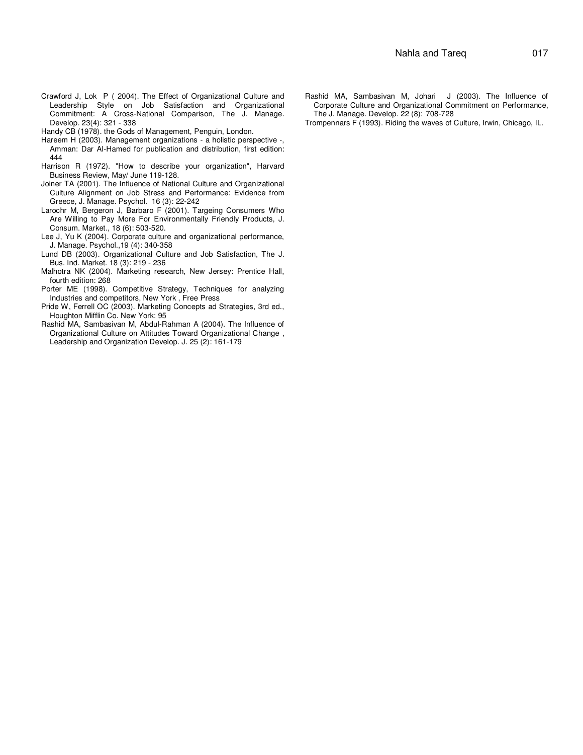Crawford J, Lok P ( 2004). The Effect of Organizational Culture and Leadership Style on Job Satisfaction and Organizational Commitment: A Cross-National Comparison, The J. Manage. Develop. 23(4): 321 - 338

Handy CB (1978). the Gods of Management, Penguin, London.

Hareem H (2003). Management organizations - a holistic perspective -, Amman: Dar Al-Hamed for publication and distribution, first edition: 444

Harrison R (1972). "How to describe your organization", Harvard Business Review, May/ June 119-128.

Joiner TA (2001). The Influence of National Culture and Organizational Culture Alignment on Job Stress and Performance: Evidence from Greece, J. Manage. Psychol. 16 (3): 22-242

Larochr M, Bergeron J, Barbaro F (2001). Targeing Consumers Who Are Willing to Pay More For Environmentally Friendly Products, J. Consum. Market., 18 (6): 503-520.

Lee J, Yu K (2004). Corporate culture and organizational performance, J. Manage. Psychol.,19 (4): 340-358

Lund DB (2003). Organizational Culture and Job Satisfaction, The J. Bus. Ind. Market. 18 (3): 219 - 236

Malhotra NK (2004). Marketing research, New Jersey: Prentice Hall, fourth edition: 268

Porter ME (1998). Competitive Strategy, Techniques for analyzing Industries and competitors, New York , Free Press

Pride W, Ferrell OC (2003). Marketing Concepts ad Strategies, 3rd ed., Houghton Mifflin Co. New York: 95

Rashid MA, Sambasivan M, Abdul-Rahman A (2004). The Influence of Organizational Culture on Attitudes Toward Organizational Change , Leadership and Organization Develop. J. 25 (2): 161-179

Rashid MA, Sambasivan M, Johari J (2003). The Influence of Corporate Culture and Organizational Commitment on Performance, The J. Manage. Develop. 22 (8): 708-728

Trompennars F (1993). Riding the waves of Culture, Irwin, Chicago, IL.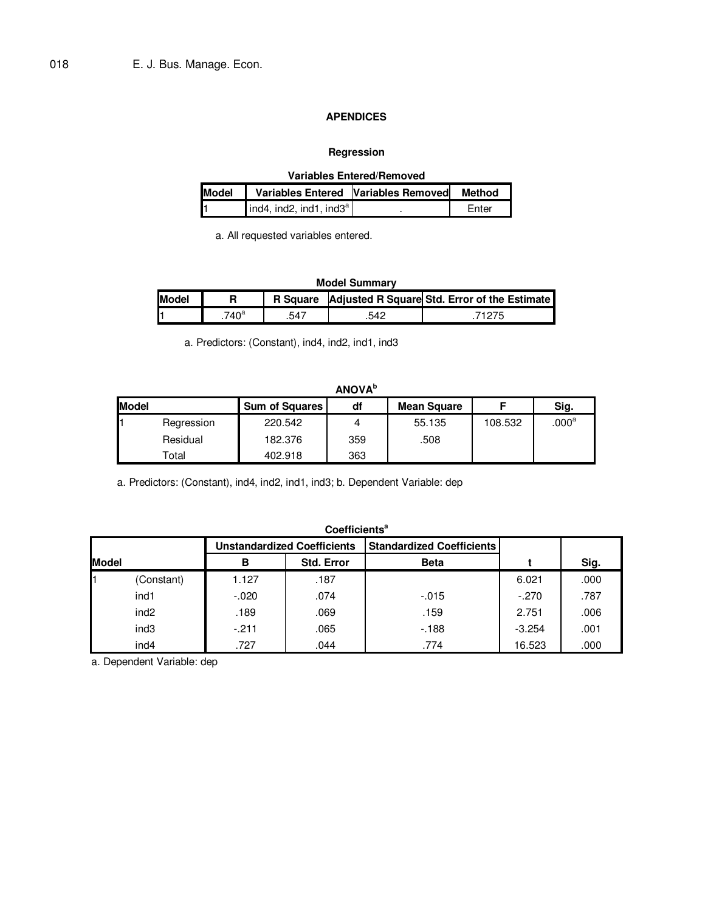## APENDICES

### Regression

**Variables Entered/Removed**

| Model | Variables Entered | Variables Removed | Method |
|---|---|---|---|
| 1 | ind4, ind2, ind1, ind3[a] | . | Enter |

a. All requested variables entered.

**Model Summary**

| Model | R | R Square | Adjusted R Square | Std. Error of the Estimate |
|---|---|---|---|---|
| 1 | .740[a] | .547 | .542 | .71275 |

a. Predictors: (Constant), ind4, ind2, ind1, ind3

**ANOVA[b]**

| Model | | Sum of Squares | df | Mean Square | F | Sig. |
|---|---|---|---|---|---|---|
| 1 | Regression | 220.542 | 4 | 55.135 | 108.532 | .000[a] |
| | Residual | 182.376 | 359 | .508 | | |
| | Total | 402.918 | 363 | | | |

a. Predictors: (Constant), ind4, ind2, ind1, ind3; b. Dependent Variable: dep

**Coefficients[a]**

| | | Unstandardized Coefficients | | Standardized Coefficients | | |
|---|---|---|---|---|---|---|
| Model | | B | Std. Error | Beta | t | Sig. |
| 1 | (Constant) | 1.127 | .187 | | 6.021 | .000 |
| | ind1 | -.020 | .074 | -.015 | -.270 | .787 |
| | ind2 | .189 | .069 | .159 | 2.751 | .006 |
| | ind3 | -.211 | .065 | -.188 | -3.254 | .001 |
| | ind4 | .727 | .044 | .774 | 16.523 | .000 |

a. Dependent Variable: dep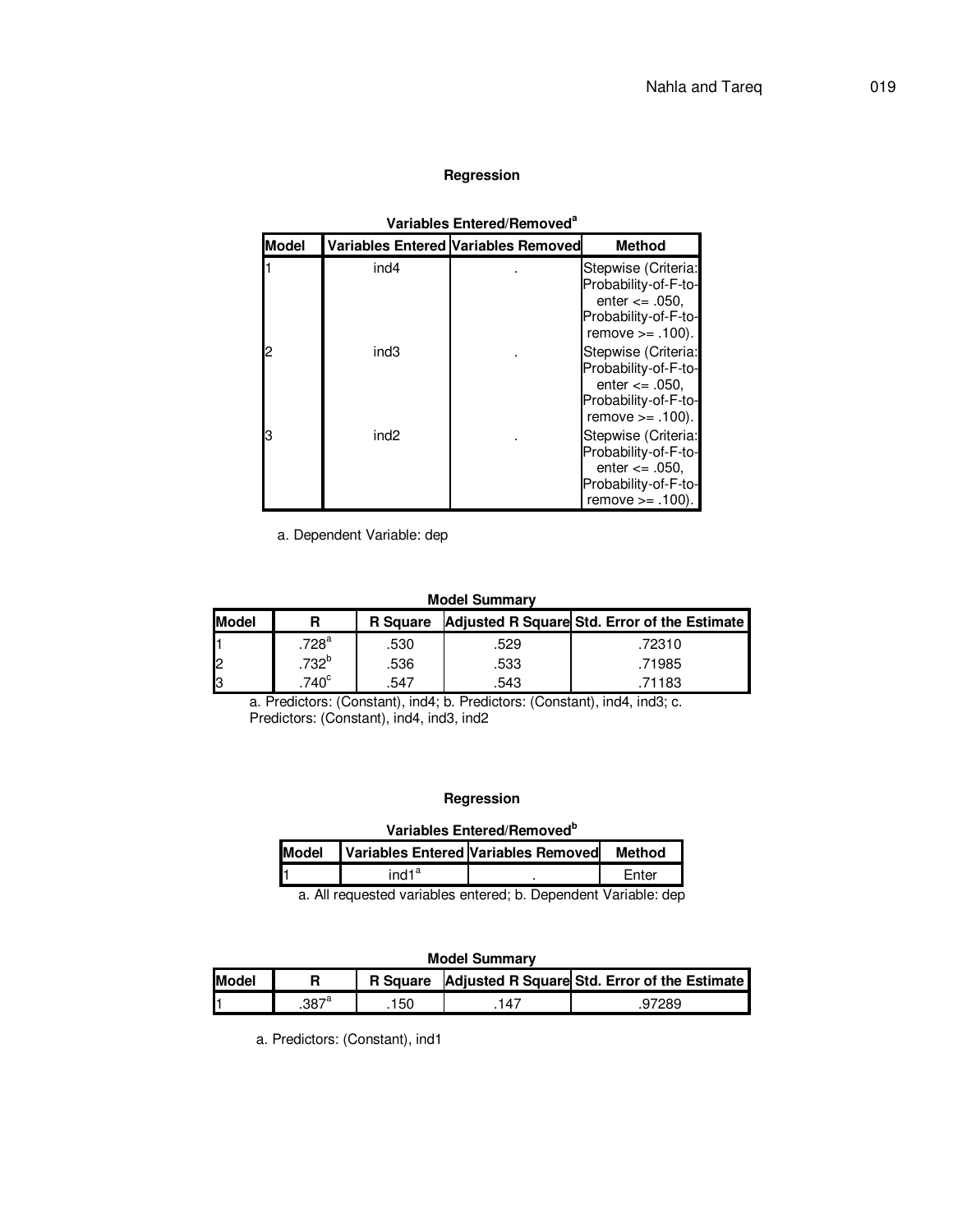**Regression**

**Variables Entered/Removed[a]**

| Model | Variables Entered | Variables Removed | Method |
|---|---|---|---|
| 1 | ind4 | . | Stepwise (Criteria: Probability-of-F-to-enter <= .050, Probability-of-F-to-remove >= .100). |
| 2 | ind3 | . | Stepwise (Criteria: Probability-of-F-to-enter <= .050, Probability-of-F-to-remove >= .100). |
| 3 | ind2 | . | Stepwise (Criteria: Probability-of-F-to-enter <= .050, Probability-of-F-to-remove >= .100). |

a. Dependent Variable: dep

**Model Summary**

| Model | R | R Square | Adjusted R Square | Std. Error of the Estimate |
|---|---|---|---|---|
| 1 | .728[a] | .530 | .529 | .72310 |
| 2 | .732[b] | .536 | .533 | .71985 |
| 3 | .740[c] | .547 | .543 | .71183 |

a. Predictors: (Constant), ind4; b. Predictors: (Constant), ind4, ind3; c. Predictors: (Constant), ind4, ind3, ind2

**Regression**

**Variables Entered/Removed[b]**

| Model | Variables Entered | Variables Removed | Method |
|---|---|---|---|
| 1 | ind1[a] | . | Enter |

a. All requested variables entered; b. Dependent Variable: dep

**Model Summary**

| Model | R | R Square | Adjusted R Square | Std. Error of the Estimate |
|---|---|---|---|---|
| 1 | .387[a] | .150 | .147 | .97289 |

a. Predictors: (Constant), ind1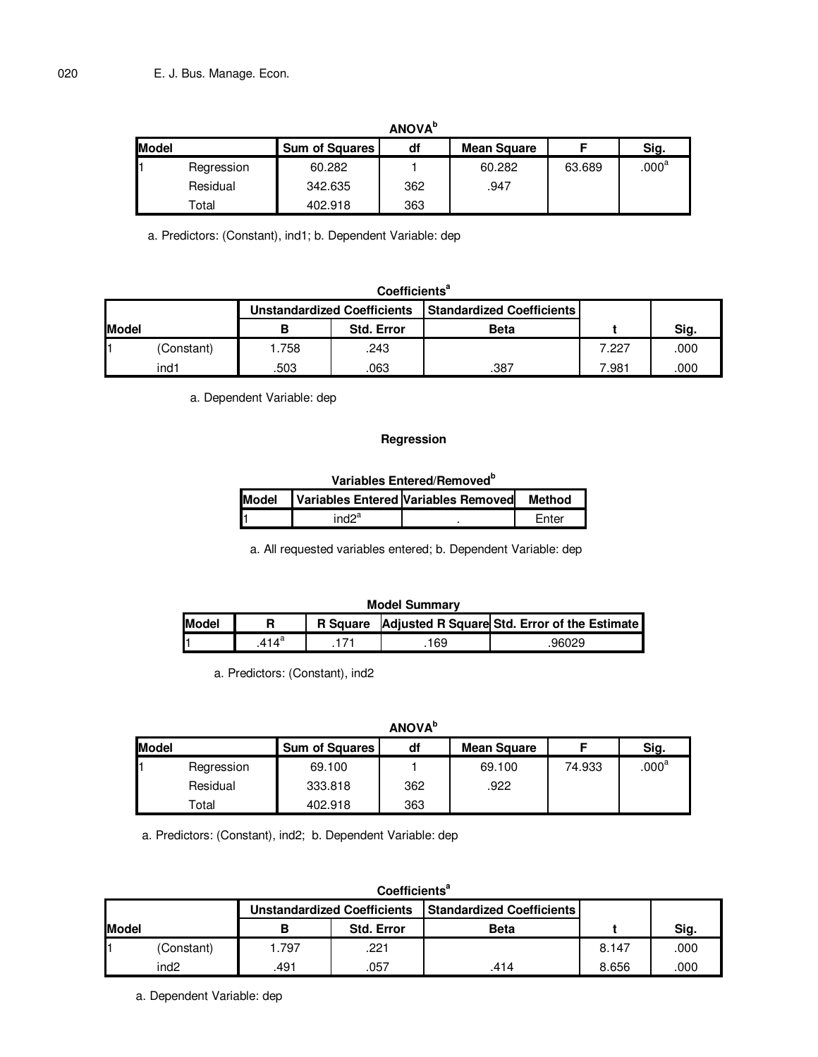**ANOVA[b]**

| Model | | Sum of Squares | df | Mean Square | F | Sig. |
|---|---|---|---|---|---|---|
| 1 | Regression | 60.282 | 1 | 60.282 | 63.689 | .000[a] |
| | Residual | 342.635 | 362 | .947 | | |
| | Total | 402.918 | 363 | | | |

a. Predictors: (Constant), ind1; b. Dependent Variable: dep

**Coefficients[a]**

| Model | | Unstandardized Coefficients | | Standardized Coefficients | t | Sig. |
|---|---|---|---|---|---|---|
| | | B | Std. Error | Beta | | |
| 1 | (Constant) | 1.758 | .243 | | 7.227 | .000 |
| | ind1 | .503 | .063 | .387 | 7.981 | .000 |

a. Dependent Variable: dep

**Regression**

**Variables Entered/Removed[b]**

| Model | Variables Entered | Variables Removed | Method |
|---|---|---|---|
| 1 | ind2[a] | . | Enter |

a. All requested variables entered; b. Dependent Variable: dep

**Model Summary**

| Model | R | R Square | Adjusted R Square | Std. Error of the Estimate |
|---|---|---|---|---|
| 1 | .414[a] | .171 | .169 | .96029 |

a. Predictors: (Constant), ind2

**ANOVA[b]**

| Model | | Sum of Squares | df | Mean Square | F | Sig. |
|---|---|---|---|---|---|---|
| 1 | Regression | 69.100 | 1 | 69.100 | 74.933 | .000[a] |
| | Residual | 333.818 | 362 | .922 | | |
| | Total | 402.918 | 363 | | | |

a. Predictors: (Constant), ind2; b. Dependent Variable: dep

**Coefficients[a]**

| Model | | Unstandardized Coefficients | | Standardized Coefficients | t | Sig. |
|---|---|---|---|---|---|---|
| | | B | Std. Error | Beta | | |
| 1 | (Constant) | 1.797 | .221 | | 8.147 | .000 |
| | ind2 | .491 | .057 | .414 | 8.656 | .000 |

a. Dependent Variable: dep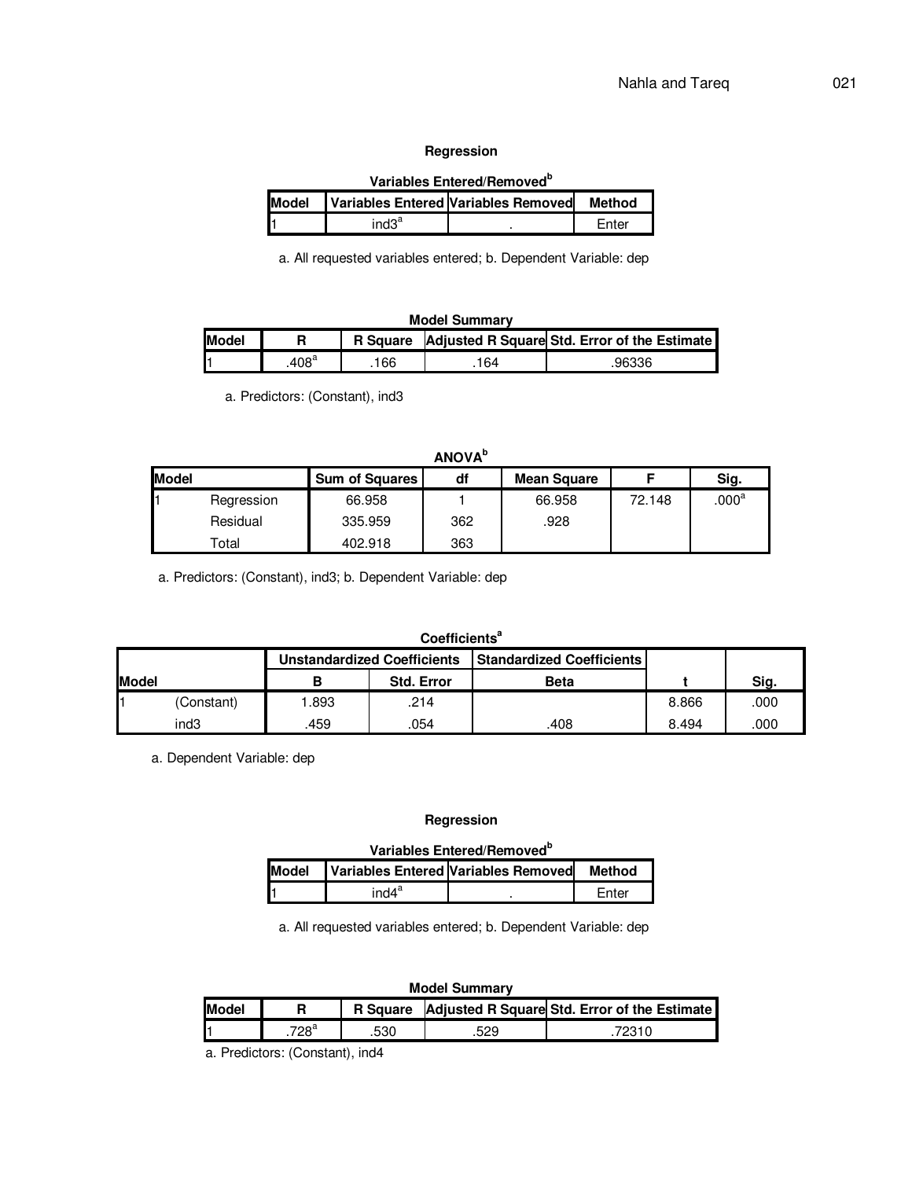### Regression

**Variables Entered/Removed[b]**

| Model | Variables Entered | Variables Removed | Method |
|---|---|---|---|
| 1 | ind3[a] | . | Enter |

a. All requested variables entered; b. Dependent Variable: dep

**Model Summary**

| Model | R | R Square | Adjusted R Square | Std. Error of the Estimate |
|---|---|---|---|---|
| 1 | .408[a] | .166 | .164 | .96336 |

a. Predictors: (Constant), ind3

**ANOVA[b]**

| Model | | Sum of Squares | df | Mean Square | F | Sig. |
|---|---|---|---|---|---|---|
| 1 | Regression | 66.958 | 1 | 66.958 | 72.148 | .000[a] |
| | Residual | 335.959 | 362 | .928 | | |
| | Total | 402.918 | 363 | | | |

a. Predictors: (Constant), ind3; b. Dependent Variable: dep

**Coefficients[a]**

| Model | | Unstandardized Coefficients | | Standardized Coefficients | t | Sig. |
|---|---|---|---|---|---|---|
| | | B | Std. Error | Beta | | |
| 1 | (Constant) | 1.893 | .214 | | 8.866 | .000 |
| | ind3 | .459 | .054 | .408 | 8.494 | .000 |

a. Dependent Variable: dep

### Regression

**Variables Entered/Removed[b]**

| Model | Variables Entered | Variables Removed | Method |
|---|---|---|---|
| 1 | ind4[a] | . | Enter |

a. All requested variables entered; b. Dependent Variable: dep

**Model Summary**

| Model | R | R Square | Adjusted R Square | Std. Error of the Estimate |
|---|---|---|---|---|
| 1 | .728[a] | .530 | .529 | .72310 |

a. Predictors: (Constant), ind4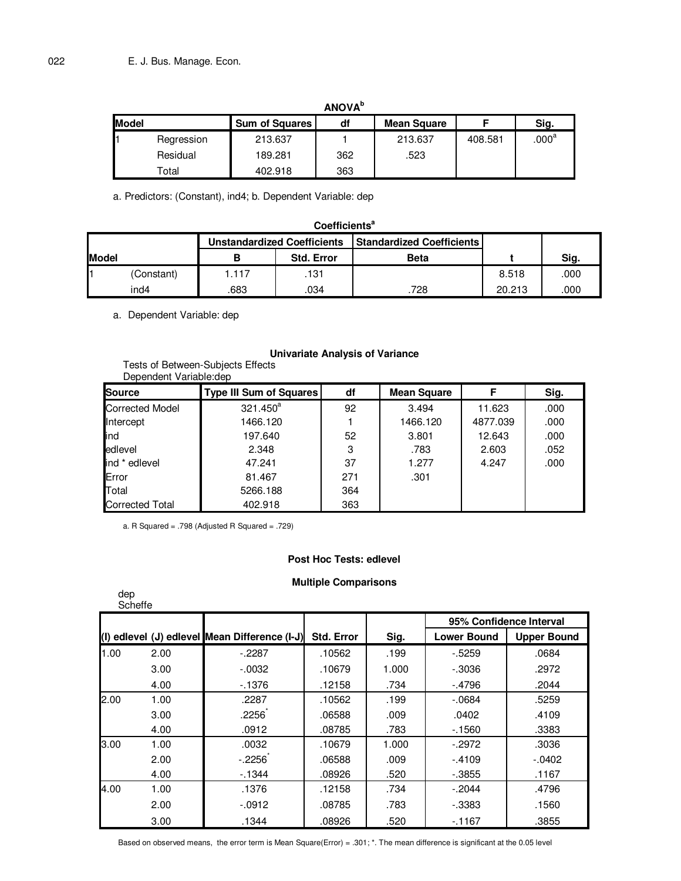**ANOVA[b]**

| Model | | Sum of Squares | df | Mean Square | F | Sig. |
|---|---|---|---|---|---|---|
| 1 | Regression | 213.637 | 1 | 213.637 | 408.581 | .000[a] |
| | Residual | 189.281 | 362 | .523 | | |
| | Total | 402.918 | 363 | | | |

a. Predictors: (Constant), ind4; b. Dependent Variable: dep

**Coefficients[a]**

| Model | | Unstandardized Coefficients | | Standardized Coefficients | t | Sig. |
|---|---|---|---|---|---|---|
| | | B | Std. Error | Beta | | |
| 1 | (Constant) | 1.117 | .131 | | 8.518 | .000 |
| | ind4 | .683 | .034 | .728 | 20.213 | .000 |

a. Dependent Variable: dep

**Univariate Analysis of Variance**

Tests of Between-Subjects Effects
Dependent Variable:dep

| Source | Type III Sum of Squares | df | Mean Square | F | Sig. |
|---|---|---|---|---|---|
| Corrected Model | 321.450[a] | 92 | 3.494 | 11.623 | .000 |
| Intercept | 1466.120 | 1 | 1466.120 | 4877.039 | .000 |
| ind | 197.640 | 52 | 3.801 | 12.643 | .000 |
| edlevel | 2.348 | 3 | .783 | 2.603 | .052 |
| ind * edlevel | 47.241 | 37 | 1.277 | 4.247 | .000 |
| Error | 81.467 | 271 | .301 | | |
| Total | 5266.188 | 364 | | | |
| Corrected Total | 402.918 | 363 | | | |

a. R Squared = .798 (Adjusted R Squared = .729)

**Post Hoc Tests: edlevel**

**Multiple Comparisons**

dep
Scheffe

| (I) edlevel | (J) edlevel | Mean Difference (I-J) | Std. Error | Sig. | 95% Confidence Interval | |
|---|---|---|---|---|---|---|
| | | | | | Lower Bound | Upper Bound |
| 1.00 | 2.00 | -.2287 | .10562 | .199 | -.5259 | .0684 |
| | 3.00 | -.0032 | .10679 | 1.000 | -.3036 | .2972 |
| | 4.00 | -.1376 | .12158 | .734 | -.4796 | .2044 |
| 2.00 | 1.00 | .2287 | .10562 | .199 | -.0684 | .5259 |
| | 3.00 | .2256* | .06588 | .009 | .0402 | .4109 |
| | 4.00 | .0912 | .08785 | .783 | -.1560 | .3383 |
| 3.00 | 1.00 | .0032 | .10679 | 1.000 | -.2972 | .3036 |
| | 2.00 | -.2256* | .06588 | .009 | -.4109 | -.0402 |
| | 4.00 | -.1344 | .08926 | .520 | -.3855 | .1167 |
| 4.00 | 1.00 | .1376 | .12158 | .734 | -.2044 | .4796 |
| | 2.00 | -.0912 | .08785 | .783 | -.3383 | .1560 |
| | 3.00 | .1344 | .08926 | .520 | -.1167 | .3855 |

Based on observed means, the error term is Mean Square(Error) = .301; *. The mean difference is significant at the 0.05 level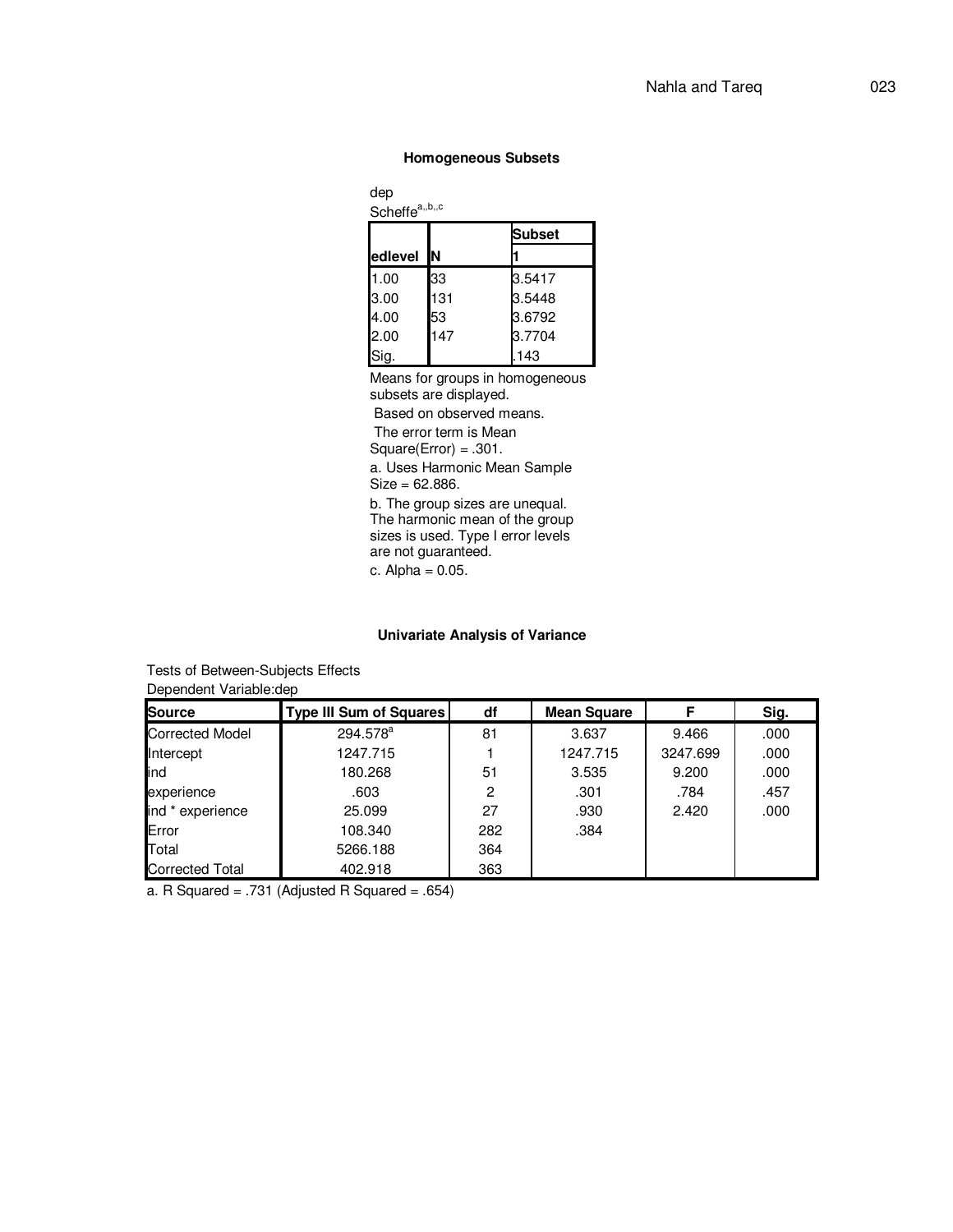### Homogeneous Subsets

dep

Scheffe[a,,b,,c]

| edlevel | N | Subset 1 |
|---|---|---|
| 1.00 | 33 | 3.5417 |
| 3.00 | 131 | 3.5448 |
| 4.00 | 53 | 3.6792 |
| 2.00 | 147 | 3.7704 |
| Sig. | | .143 |

Means for groups in homogeneous subsets are displayed.

Based on observed means.

The error term is Mean Square(Error) = .301.

a. Uses Harmonic Mean Sample Size = 62.886.

b. The group sizes are unequal. The harmonic mean of the group sizes is used. Type I error levels are not guaranteed.

c. Alpha = 0.05.

### Univariate Analysis of Variance

Tests of Between-Subjects Effects

Dependent Variable:dep

| Source | Type III Sum of Squares | df | Mean Square | F | Sig. |
|---|---|---|---|---|---|
| Corrected Model | 294.578[a] | 81 | 3.637 | 9.466 | .000 |
| Intercept | 1247.715 | 1 | 1247.715 | 3247.699 | .000 |
| ind | 180.268 | 51 | 3.535 | 9.200 | .000 |
| experience | .603 | 2 | .301 | .784 | .457 |
| ind * experience | 25.099 | 27 | .930 | 2.420 | .000 |
| Error | 108.340 | 282 | .384 | | |
| Total | 5266.188 | 364 | | | |
| Corrected Total | 402.918 | 363 | | | |

a. R Squared = .731 (Adjusted R Squared = .654)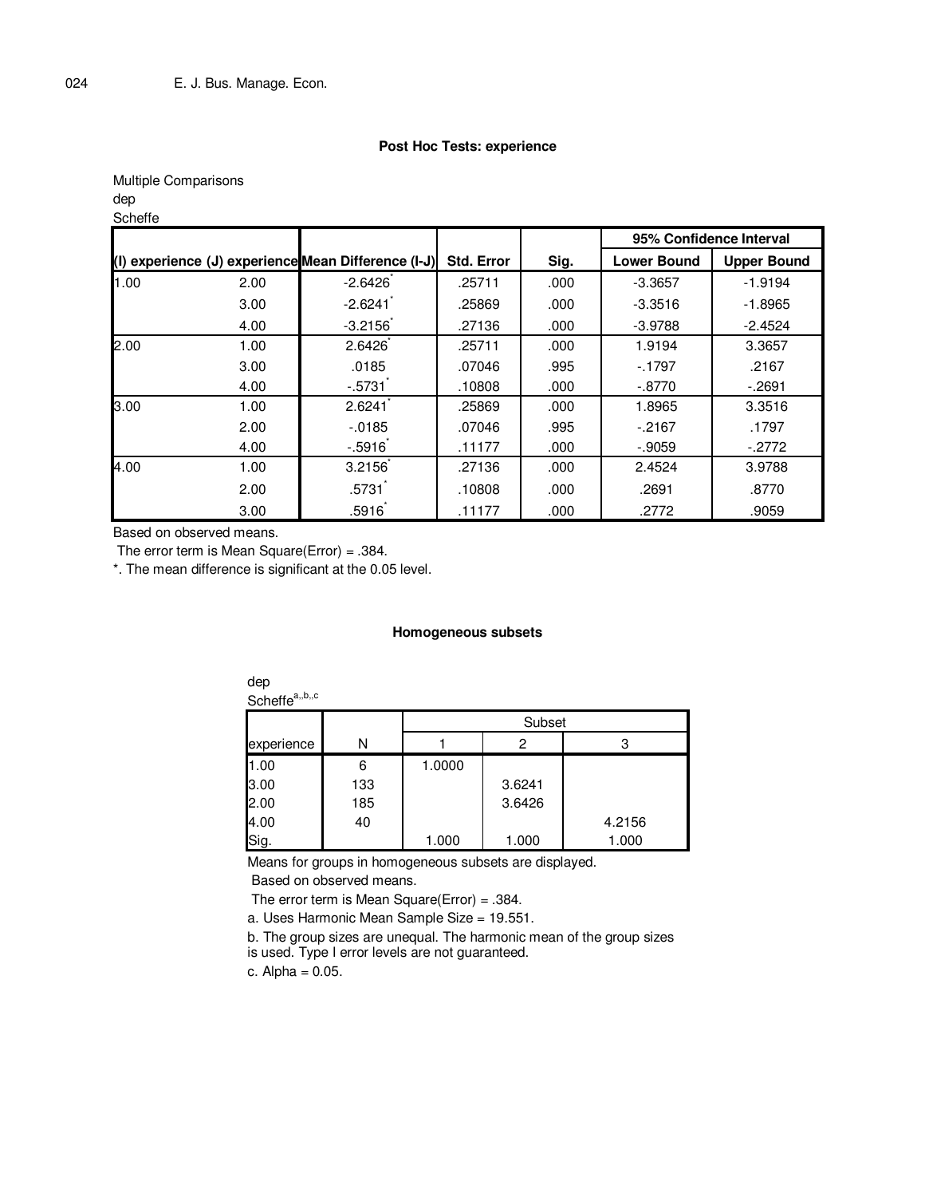### Post Hoc Tests: experience

Multiple Comparisons

dep

Scheffe

| (I) experience | (J) experience | Mean Difference (I-J) | Std. Error | Sig. | 95% Confidence Interval | |
|---|---|---|---|---|---|---|
| | | | | | Lower Bound | Upper Bound |
| 1.00 | 2.00 | -2.6426* | .25711 | .000 | -3.3657 | -1.9194 |
| | 3.00 | -2.6241* | .25869 | .000 | -3.3516 | -1.8965 |
| | 4.00 | -3.2156* | .27136 | .000 | -3.9788 | -2.4524 |
| 2.00 | 1.00 | 2.6426* | .25711 | .000 | 1.9194 | 3.3657 |
| | 3.00 | .0185 | .07046 | .995 | -.1797 | .2167 |
| | 4.00 | -.5731* | .10808 | .000 | -.8770 | -.2691 |
| 3.00 | 1.00 | 2.6241* | .25869 | .000 | 1.8965 | 3.3516 |
| | 2.00 | -.0185 | .07046 | .995 | -.2167 | .1797 |
| | 4.00 | -.5916* | .11177 | .000 | -.9059 | -.2772 |
| 4.00 | 1.00 | 3.2156* | .27136 | .000 | 2.4524 | 3.9788 |
| | 2.00 | .5731* | .10808 | .000 | .2691 | .8770 |
| | 3.00 | .5916* | .11177 | .000 | .2772 | .9059 |

Based on observed means.

The error term is Mean Square(Error) = .384.

*. The mean difference is significant at the 0.05 level.

### Homogeneous subsets

dep

Scheffe[a,b,c]

| experience | N | Subset | | |
|---|---|---|---|---|
| | | 1 | 2 | 3 |
| 1.00 | 6 | 1.0000 | | |
| 3.00 | 133 | | 3.6241 | |
| 2.00 | 185 | | 3.6426 | |
| 4.00 | 40 | | | 4.2156 |
| Sig. | | 1.000 | 1.000 | 1.000 |

Means for groups in homogeneous subsets are displayed.

Based on observed means.

The error term is Mean Square(Error) = .384.

a. Uses Harmonic Mean Sample Size = 19.551.

b. The group sizes are unequal. The harmonic mean of the group sizes is used. Type I error levels are not guaranteed.

c. Alpha = 0.05.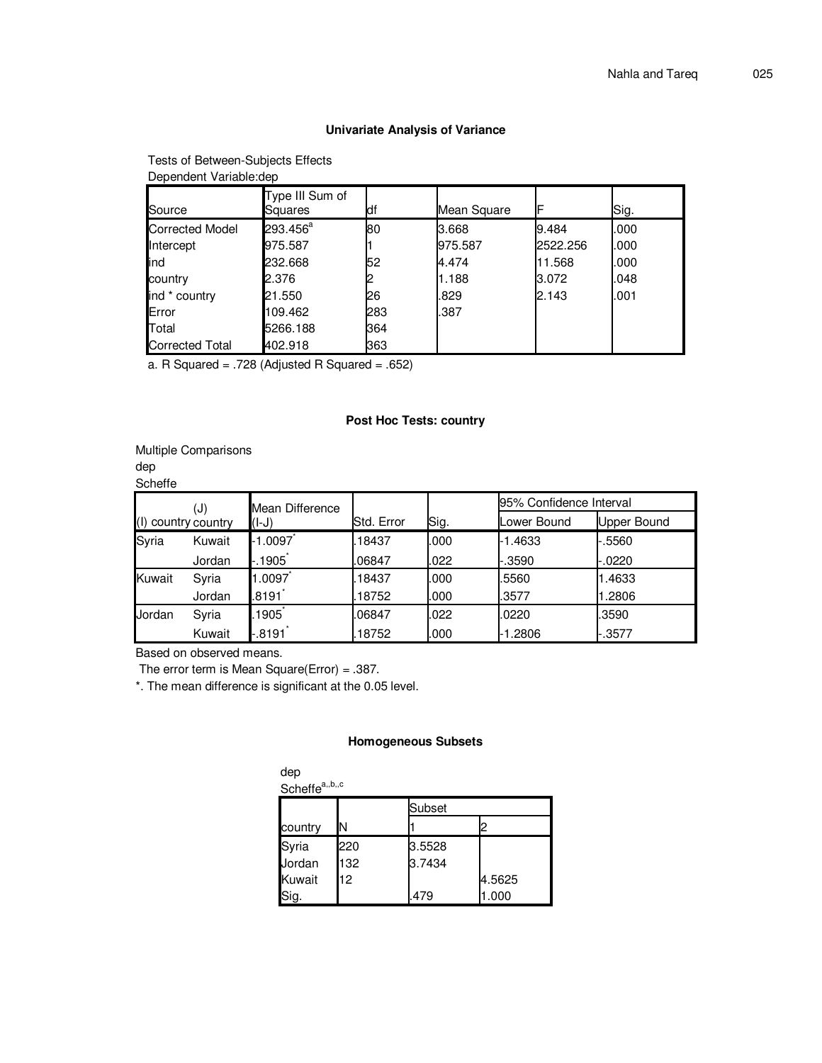## Univariate Analysis of Variance

Tests of Between-Subjects Effects

Dependent Variable:dep

| Source | Type III Sum of Squares | df | Mean Square | F | Sig. |
|---|---|---|---|---|---|
| Corrected Model | 293.456[a] | 80 | 3.668 | 9.484 | .000 |
| Intercept | 975.587 | 1 | 975.587 | 2522.256 | .000 |
| ind | 232.668 | 52 | 4.474 | 11.568 | .000 |
| country | 2.376 | 2 | 1.188 | 3.072 | .048 |
| ind * country | 21.550 | 26 | .829 | 2.143 | .001 |
| Error | 109.462 | 283 | .387 | | |
| Total | 5266.188 | 364 | | | |
| Corrected Total | 402.918 | 363 | | | |

a. R Squared = .728 (Adjusted R Squared = .652)

## Post Hoc Tests: country

Multiple Comparisons

dep

Scheffe

| (I) country | (J) country | Mean Difference (I-J) | Std. Error | Sig. | 95% Confidence Interval | |
|---|---|---|---|---|---|---|
| | | | | | Lower Bound | Upper Bound |
| Syria | Kuwait | -1.0097* | .18437 | .000 | -1.4633 | -.5560 |
| | Jordan | -.1905* | .06847 | .022 | -.3590 | -.0220 |
| Kuwait | Syria | 1.0097* | .18437 | .000 | .5560 | 1.4633 |
| | Jordan | .8191* | .18752 | .000 | .3577 | 1.2806 |
| Jordan | Syria | .1905* | .06847 | .022 | .0220 | .3590 |
| | Kuwait | -.8191* | .18752 | .000 | -1.2806 | -.3577 |

Based on observed means.

The error term is Mean Square(Error) = .387.

*. The mean difference is significant at the 0.05 level.

## Homogeneous Subsets

dep

Scheffe[a,,b,,c]

| country | N | Subset 1 | Subset 2 |
|---|---|---|---|
| Syria | 220 | 3.5528 | |
| Jordan | 132 | 3.7434 | |
| Kuwait | 12 | | 4.5625 |
| Sig. | | .479 | 1.000 |